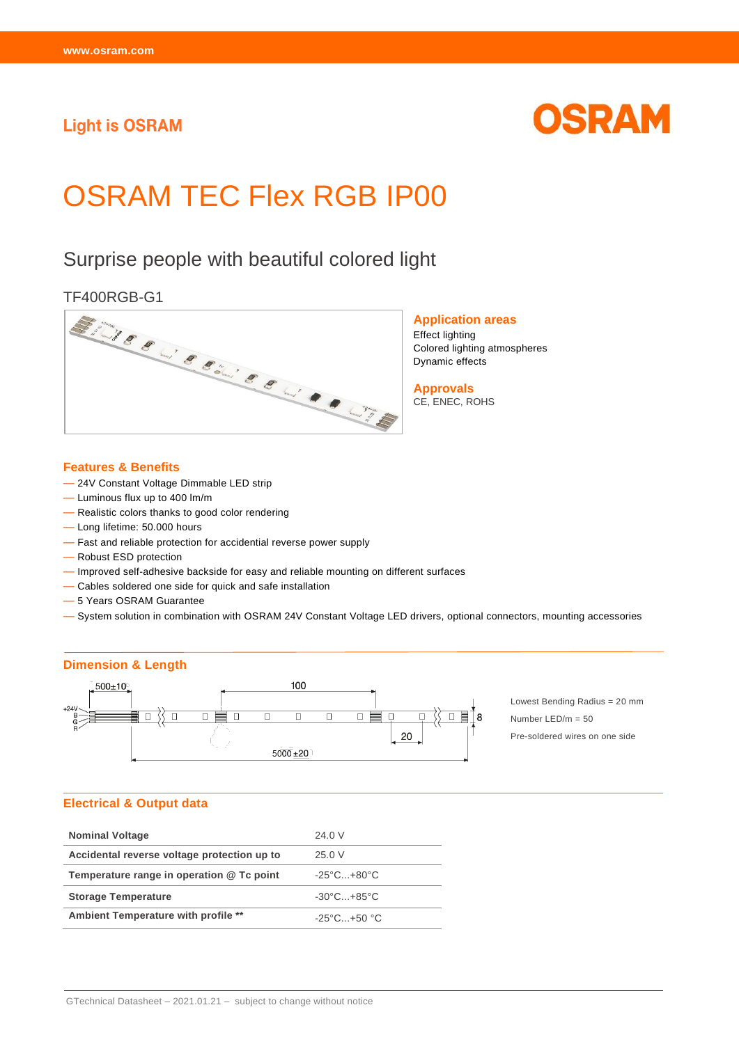Light is OSRAM

# OSRAM TEC Flex RGB IP00

## Surprise people with beautiful colored light

TF400RGB-G1

### Application areas

Effect lighting
Colored lighting atmospheres
Dynamic effects

### Approvals

CE, ENEC, ROHS

### Features & Benefits

- 24V Constant Voltage Dimmable LED strip
- Luminous flux up to 400 lm/m
- Realistic colors thanks to good color rendering
- Long lifetime: 50.000 hours
- Fast and reliable protection for accidental reverse power supply
- Robust ESD protection
- Improved self-adhesive backside for easy and reliable mounting on different surfaces
- Cables soldered one side for quick and safe installation
- 5 Years OSRAM Guarantee
- System solution in combination with OSRAM 24V Constant Voltage LED drivers, optional connectors, mounting accessories

### Dimension & Length

500±10 | 100 | 20 | 8 | 5000±20 | +24V B G R

Lowest Bending Radius = 20 mm
Number LED/m = 50
Pre-soldered wires on one side

### Electrical & Output data

| | |
|---|---|
| **Nominal Voltage** | 24.0 V |
| **Accidental reverse voltage protection up to** | 25.0 V |
| **Temperature range in operation @ Tc point** | -25°C...+80°C |
| **Storage Temperature** | -30°C...+85°C |
| **Ambient Temperature with profile \*\*** | -25°C...+50 °C |

GTechnical Datasheet – 2021.01.21 – subject to change without notice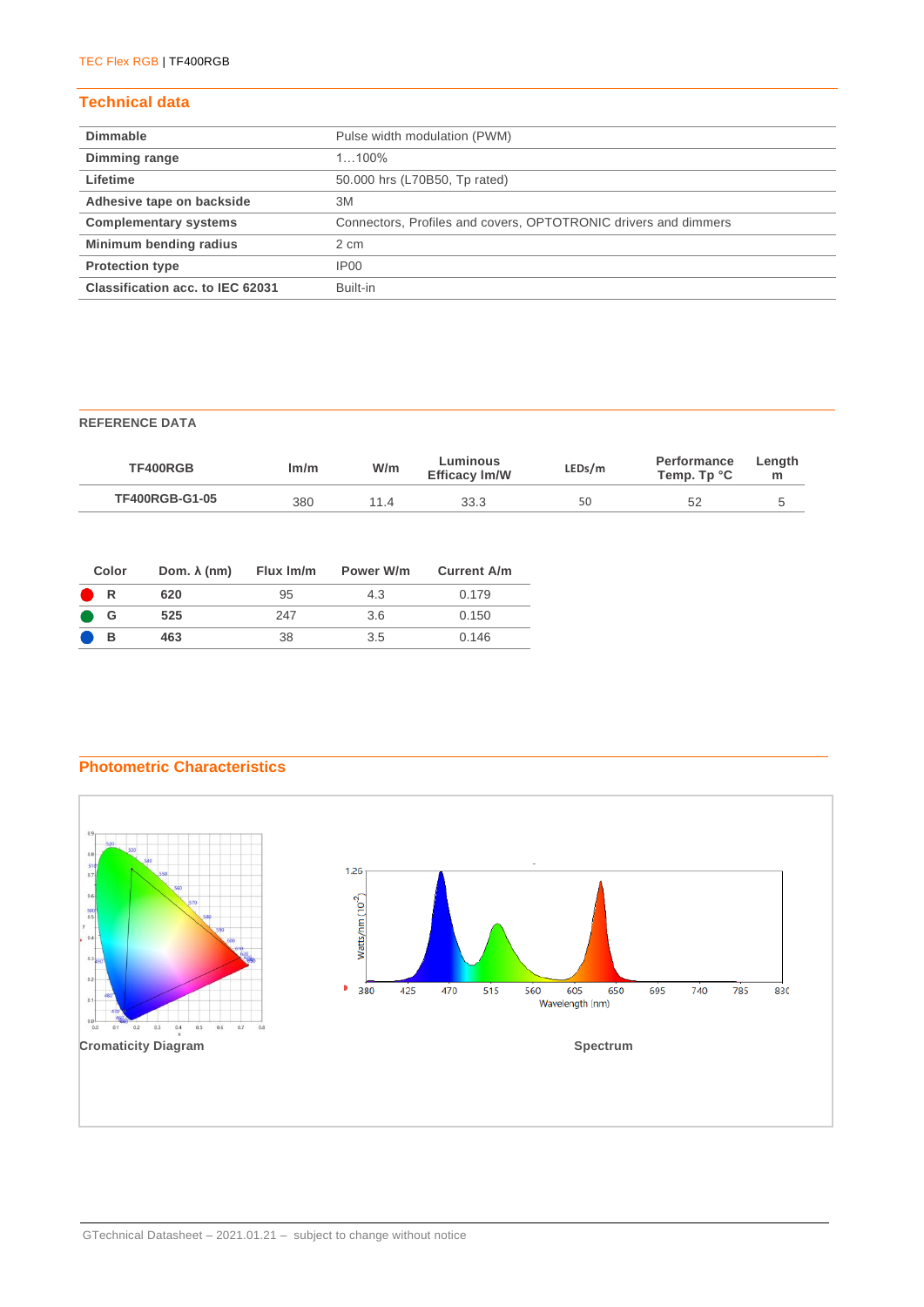## Technical data

| | |
|---|---|
| **Dimmable** | Pulse width modulation (PWM) |
| **Dimming range** | 1…100% |
| **Lifetime** | 50.000 hrs (L70B50, Tp rated) |
| **Adhesive tape on backside** | 3M |
| **Complementary systems** | Connectors, Profiles and covers, OPTOTRONIC drivers and dimmers |
| **Minimum bending radius** | 2 cm |
| **Protection type** | IP00 |
| **Classification acc. to IEC 62031** | Built-in |

### REFERENCE DATA

| TF400RGB | lm/m | W/m | Luminous Efficacy lm/W | LEDs/m | Performance Temp. Tp °C | Length m |
|---|---|---|---|---|---|---|
| **TF400RGB-G1-05** | 380 | 11.4 | 33.3 | 50 | 52 | 5 |

| Color | Dom. λ (nm) | Flux lm/m | Power W/m | Current A/m |
|---|---|---|---|---|
| **R** | **620** | 95 | 4.3 | 0.179 |
| **G** | **525** | 247 | 3.6 | 0.150 |
| **B** | **463** | 38 | 3.5 | 0.146 |

## Photometric Characteristics

**Cromaticity Diagram**

**Spectrum**

GTechnical Datasheet – 2021.01.21 – subject to change without notice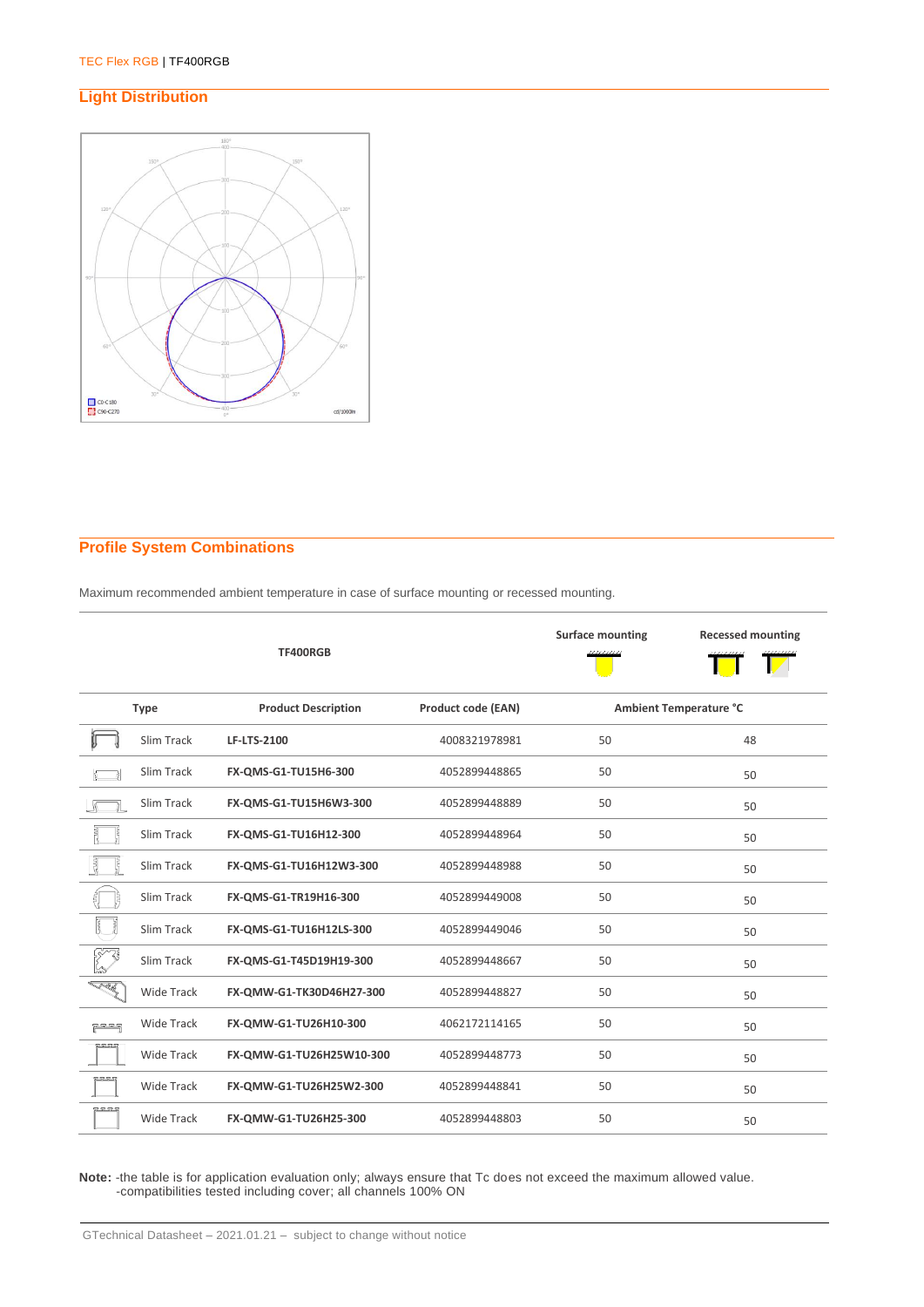## Light Distribution

## Profile System Combinations

Maximum recommended ambient temperature in case of surface mounting or recessed mounting.

| TF400RGB | | | | Surface mounting | Recessed mounting |
|---|---|---|---|---|---|
| | **Type** | **Product Description** | **Product code (EAN)** | **Ambient Temperature °C** | |
| | Slim Track | **LF-LTS-2100** | 4008321978981 | 50 | 48 |
| | Slim Track | **FX-QMS-G1-TU15H6-300** | 4052899448865 | 50 | 50 |
| | Slim Track | **FX-QMS-G1-TU15H6W3-300** | 4052899448889 | 50 | 50 |
| | Slim Track | **FX-QMS-G1-TU16H12-300** | 4052899448964 | 50 | 50 |
| | Slim Track | **FX-QMS-G1-TU16H12W3-300** | 4052899448988 | 50 | 50 |
| | Slim Track | **FX-QMS-G1-TR19H16-300** | 4052899449008 | 50 | 50 |
| | Slim Track | **FX-QMS-G1-TU16H12LS-300** | 4052899449046 | 50 | 50 |
| | Slim Track | **FX-QMS-G1-T45D19H19-300** | 4052899448667 | 50 | 50 |
| | Wide Track | **FX-QMW-G1-TK30D46H27-300** | 4052899448827 | 50 | 50 |
| | Wide Track | **FX-QMW-G1-TU26H10-300** | 4062172114165 | 50 | 50 |
| | Wide Track | **FX-QMW-G1-TU26H25W10-300** | 4052899448773 | 50 | 50 |
| | Wide Track | **FX-QMW-G1-TU26H25W2-300** | 4052899448841 | 50 | 50 |
| | Wide Track | **FX-QMW-G1-TU26H25-300** | 4052899448803 | 50 | 50 |

**Note:** -the table is for application evaluation only; always ensure that Tc does not exceed the maximum allowed value.
-compatibilities tested including cover; all channels 100% ON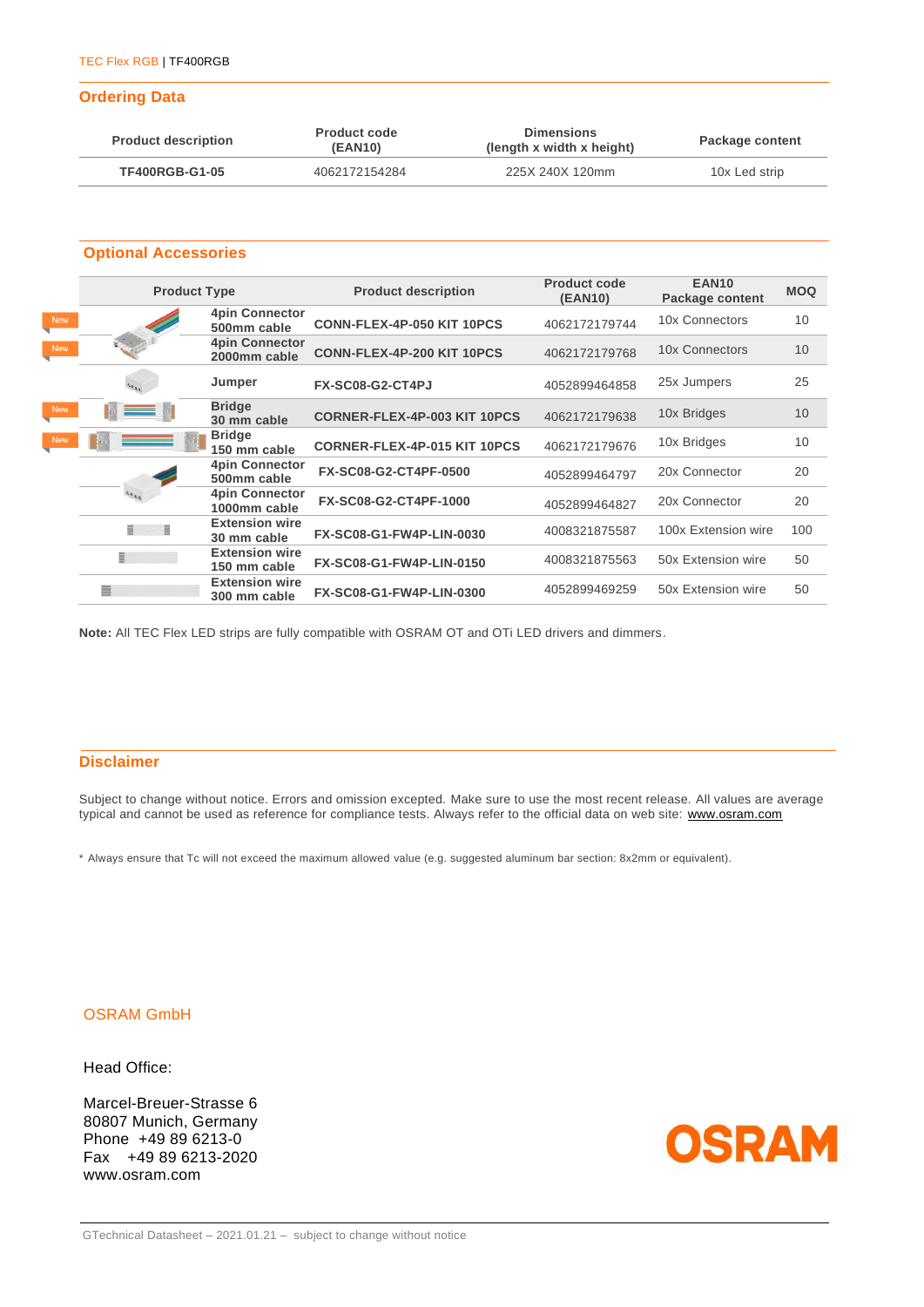## Ordering Data

| Product description | Product code (EAN10) | Dimensions (length x width x height) | Package content |
|---|---|---|---|
| TF400RGB-G1-05 | 4062172154284 | 225X 240X 120mm | 10x Led strip |

## Optional Accessories

| | Product Type | Product description | Product code (EAN10) | EAN10 Package content | MOQ |
|---|---|---|---|---|---|
| New | 4pin Connector 500mm cable | CONN-FLEX-4P-050 KIT 10PCS | 4062172179744 | 10x Connectors | 10 |
| New | 4pin Connector 2000mm cable | CONN-FLEX-4P-200 KIT 10PCS | 4062172179768 | 10x Connectors | 10 |
| | Jumper | FX-SC08-G2-CT4PJ | 4052899464858 | 25x Jumpers | 25 |
| New | Bridge 30 mm cable | CORNER-FLEX-4P-003 KIT 10PCS | 4062172179638 | 10x Bridges | 10 |
| New | Bridge 150 mm cable | CORNER-FLEX-4P-015 KIT 10PCS | 4062172179676 | 10x Bridges | 10 |
| | 4pin Connector 500mm cable | FX-SC08-G2-CT4PF-0500 | 4052899464797 | 20x Connector | 20 |
| | 4pin Connector 1000mm cable | FX-SC08-G2-CT4PF-1000 | 4052899464827 | 20x Connector | 20 |
| | Extension wire 30 mm cable | FX-SC08-G1-FW4P-LIN-0030 | 4008321875587 | 100x Extension wire | 100 |
| | Extension wire 150 mm cable | FX-SC08-G1-FW4P-LIN-0150 | 4008321875563 | 50x Extension wire | 50 |
| | Extension wire 300 mm cable | FX-SC08-G1-FW4P-LIN-0300 | 4052899469259 | 50x Extension wire | 50 |

**Note:** All TEC Flex LED strips are fully compatible with OSRAM OT and OTi LED drivers and dimmers.

## Disclaimer

Subject to change without notice. Errors and omission excepted. Make sure to use the most recent release. All values are average typical and cannot be used as reference for compliance tests. Always refer to the official data on web site: www.osram.com

* Always ensure that Tc will not exceed the maximum allowed value (e.g. suggested aluminum bar section: 8x2mm or equivalent).

OSRAM GmbH

Head Office:

Marcel-Breuer-Strasse 6
80807 Munich, Germany
Phone +49 89 6213-0
Fax +49 89 6213-2020
www.osram.com

OSRAM